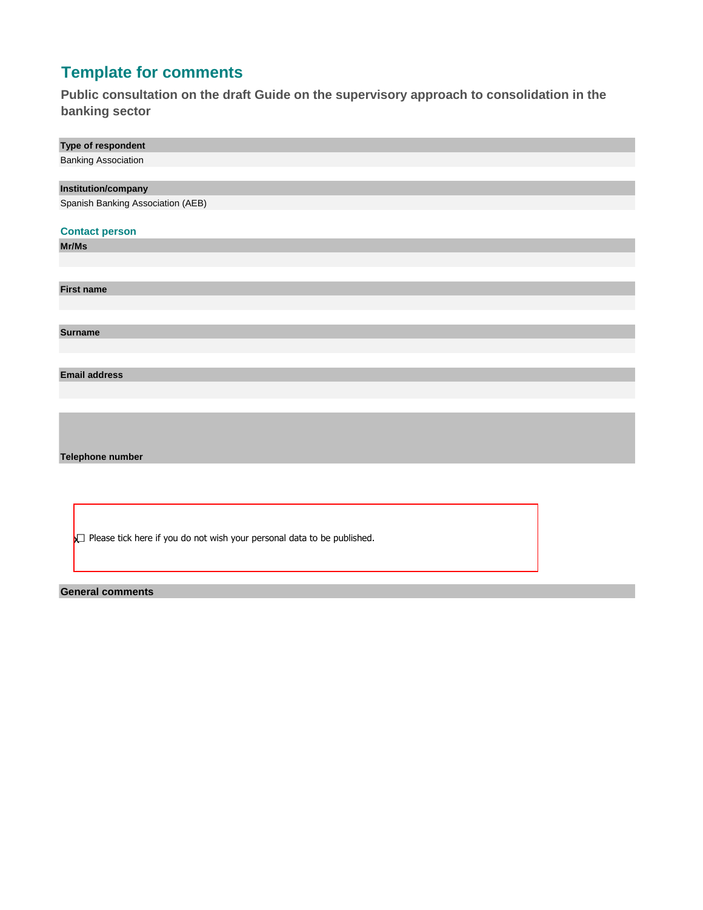# Template for comments

## Public consultation on the draft Guide on the supervisory approach to consolidation in the banking sector

**Type of respondent**

Banking Association

**Institution/company**

Spanish Banking Association (AEB)

### Contact person

**Mr/Ms**

**First name**

**Surname**

**Email address**

**Telephone number**

x☐ Please tick here if you do not wish your personal data to be published.

**General comments**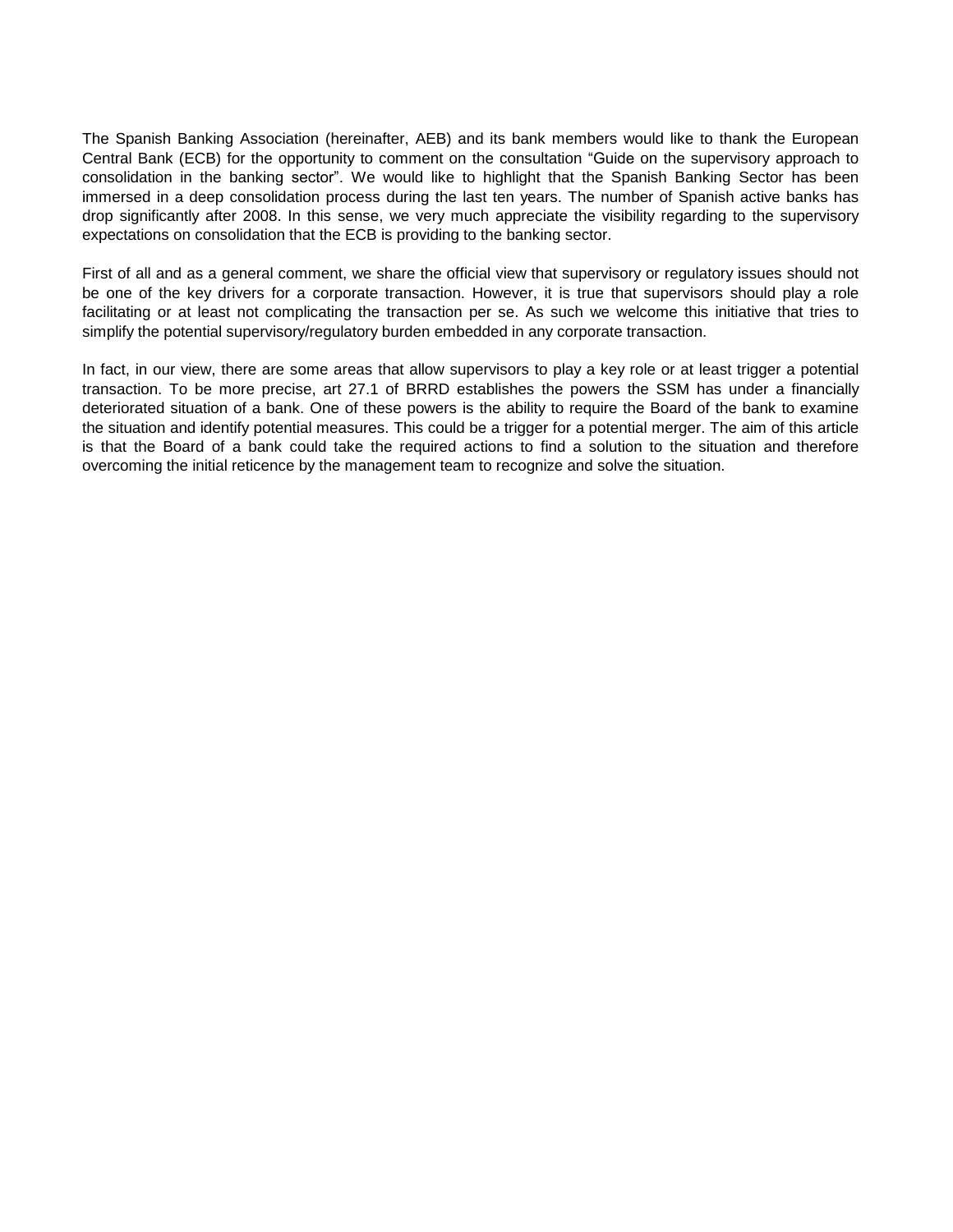The Spanish Banking Association (hereinafter, AEB) and its bank members would like to thank the European Central Bank (ECB) for the opportunity to comment on the consultation "Guide on the supervisory approach to consolidation in the banking sector". We would like to highlight that the Spanish Banking Sector has been immersed in a deep consolidation process during the last ten years. The number of Spanish active banks has drop significantly after 2008. In this sense, we very much appreciate the visibility regarding to the supervisory expectations on consolidation that the ECB is providing to the banking sector.

First of all and as a general comment, we share the official view that supervisory or regulatory issues should not be one of the key drivers for a corporate transaction. However, it is true that supervisors should play a role facilitating or at least not complicating the transaction per se. As such we welcome this initiative that tries to simplify the potential supervisory/regulatory burden embedded in any corporate transaction.

In fact, in our view, there are some areas that allow supervisors to play a key role or at least trigger a potential transaction. To be more precise, art 27.1 of BRRD establishes the powers the SSM has under a financially deteriorated situation of a bank. One of these powers is the ability to require the Board of the bank to examine the situation and identify potential measures. This could be a trigger for a potential merger. The aim of this article is that the Board of a bank could take the required actions to find a solution to the situation and therefore overcoming the initial reticence by the management team to recognize and solve the situation.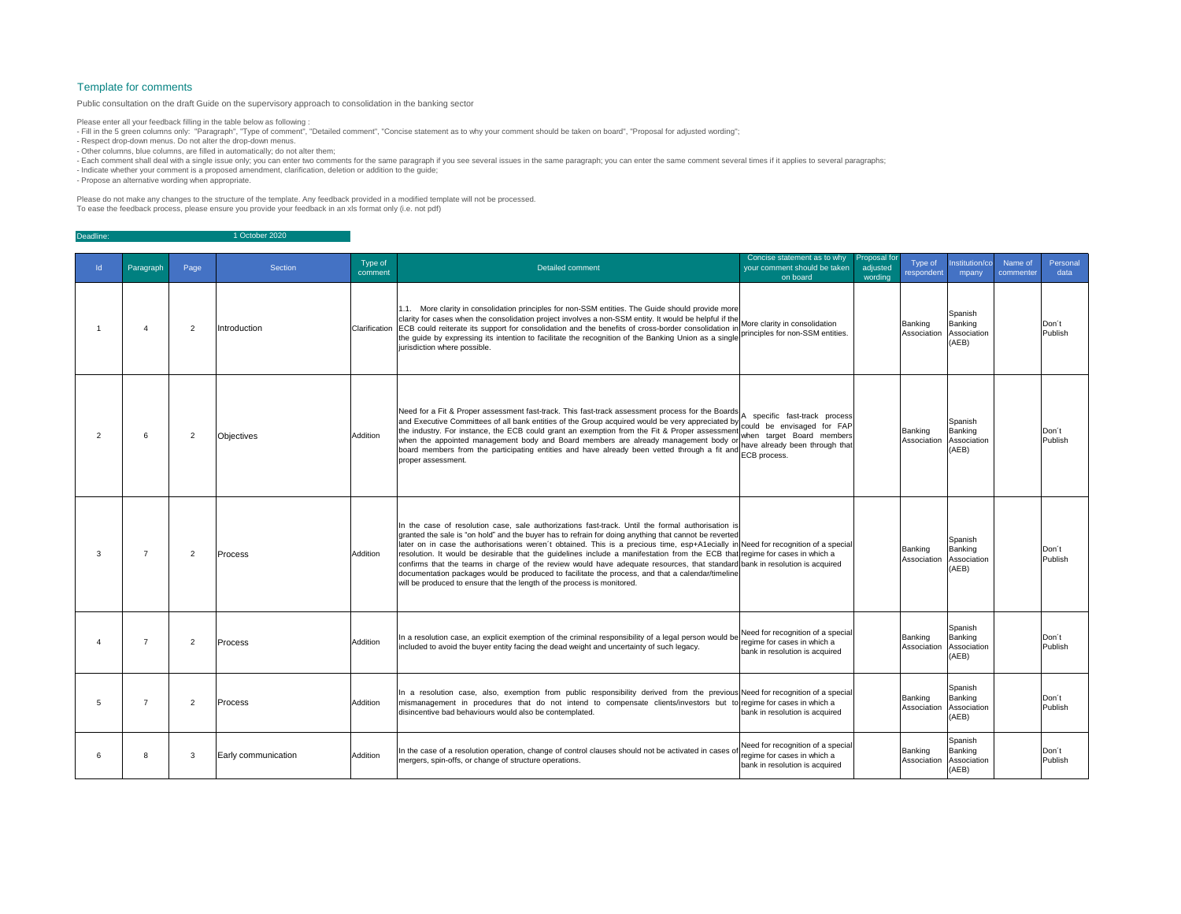## Template for comments

Public consultation on the draft Guide on the supervisory approach to consolidation in the banking sector

Please enter all your feedback filling in the table below as following :
- Fill in the 5 green columns only: "Paragraph", "Type of comment", "Detailed comment", "Concise statement as to why your comment should be taken on board", "Proposal for adjusted wording";
- Respect drop-down menus. Do not alter the drop-down menus.
- Other columns, blue columns, are filled in automatically; do not alter them;
- Each comment shall deal with a single issue only; you can enter two comments for the same paragraph if you see several issues in the same paragraph; you can enter the same comment several times if it applies to several paragraphs;
- Indicate whether your comment is a proposed amendment, clarification, deletion or addition to the guide;
- Propose an alternative wording when appropriate.

Please do not make any changes to the structure of the template. Any feedback provided in a modified template will not be processed.
To ease the feedback process, please ensure you provide your feedback in an xls format only (i.e. not pdf)

Deadline: 1 October 2020

| Id | Paragraph | Page | Section | Type of comment | Detailed comment | Concise statement as to why your comment should be taken on board | Proposal for adjusted wording | Type of respondent | Institution/company | Name of commenter | Personal data |
|---|---|---|---|---|---|---|---|---|---|---|---|
| 1 | 4 | 2 | Introduction | Clarification | 1.1. More clarity in consolidation principles for non-SSM entities. The Guide should provide more clarity for cases when the consolidation project involves a non-SSM entity. It would be helpful if the ECB could reiterate its support for consolidation and the benefits of cross-border consolidation in the guide by expressing its intention to facilitate the recognition of the Banking Union as a single jurisdiction where possible. | More clarity in consolidation principles for non-SSM entities. | | Banking Association | Spanish Banking Association (AEB) | | Don´t Publish |
| 2 | 6 | 2 | Objectives | Addition | Need for a Fit & Proper assessment fast-track. This fast-track assessment process for the Boards and Executive Committees of all bank entities of the Group acquired would be very appreciated by the industry. For instance, the ECB could grant an exemption from the Fit & Proper assessment when the appointed management body and Board members are already management body or board members from the participating entities and have already been vetted through a fit and proper assessment. | A specific fast-track process could be envisaged for FAP when target Board members have already been through that ECB process. | | Banking Association | Spanish Banking Association (AEB) | | Don´t Publish |
| 3 | 7 | 2 | Process | Addition | In the case of resolution case, sale authorizations fast-track. Until the formal authorisation is granted the sale is "on hold" and the buyer has to refrain for doing anything that cannot be reverted later on in case the authorisations weren´t obtained. This is a precious time, esp+A1ecially in resolution. It would be desirable that the guidelines include a manifestation from the ECB that confirms that the teams in charge of the review would have adequate resources, that standard documentation packages would be produced to facilitate the process, and that a calendar/timeline will be produced to ensure that the length of the process is monitored. | Need for recognition of a special regime for cases in which a bank in resolution is acquired | | Banking Association | Spanish Banking Association (AEB) | | Don´t Publish |
| 4 | 7 | 2 | Process | Addition | In a resolution case, an explicit exemption of the criminal responsibility of a legal person would be included to avoid the buyer entity facing the dead weight and uncertainty of such legacy. | Need for recognition of a special regime for cases in which a bank in resolution is acquired | | Banking Association | Spanish Banking Association (AEB) | | Don´t Publish |
| 5 | 7 | 2 | Process | Addition | In a resolution case, also, exemption from public responsibility derived from the previous mismanagement in procedures that do not intend to compensate clients/investors but to disincentive bad behaviours would also be contemplated. | Need for recognition of a special regime for cases in which a bank in resolution is acquired | | Banking Association | Spanish Banking Association (AEB) | | Don´t Publish |
| 6 | 8 | 3 | Early communication | Addition | In the case of a resolution operation, change of control clauses should not be activated in cases of mergers, spin-offs, or change of structure operations. | Need for recognition of a special regime for cases in which a bank in resolution is acquired | | Banking Association | Spanish Banking Association (AEB) | | Don´t Publish |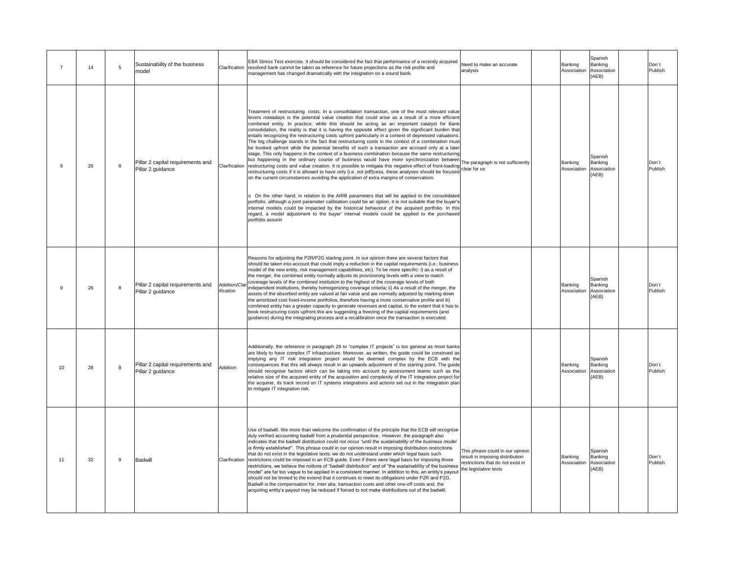| 7 | 14 | 5 | Sustainability of the business model | Clarification | EBA Stress Test exercise. It should be considered the fact that performance of a recently acquired resolved bank cannot be taken as reference for future projections as the risk profile and management has changed dramatically with the integration on a sound bank. | Need to make an accurate analysis | | Banking Association | Spanish Banking Association (AEB) | | Don´t Publish |
|---|---|---|---|---|---|---|---|---|---|---|---|
| 8 | 26 | 8 | Pillar 2 capital requirements and Pillar 2 guidance | Clarification | Treatment of restructuring costs. In a consolidation transaction, one of the most relevant value levers nowadays is the potential value creation that could arise as a result of a more efficient combined entity. In practice, while this should be acting as an important catalyst for Bank consolidation, the reality is that it is having the opposite effect given the significant burden that entails recognizing the restructuring costs upfront particularly in a context of depressed valuations. The big challenge stands in the fact that restructuring costs in the context of a combination must be booked upfront while the potential benefits of such a transaction are accrued only at a later stage. This only happens in the context of a business combination because the same restructuring but happening in the ordinary course of business would have more synchronization between restructuring costs and value creation. It is possible to mitigate this negative effect of front-loading restructuring costs if it is allowed to have only (i.e. not pdf)cess, these analyses should be focused on the current circumstances avoiding the application of extra margins of conservatism.<br><br>o On the other hand, in relation to the AIRB parameters that will be applied to the consolidated portfolio, although a joint parameter calibration could be an option, it is not suitable that the buyer's internal models could be impacted by the historical behaviour of the acquired portfolio. In this regard, a model adjustment to the buyer' internal models could be applied to the purchased portfolio assurin | The paragraph is not sufficiently clear for us | | Banking Association | Spanish Banking Association (AEB) | | Don´t Publish |
| 9 | 26 | 8 | Pillar 2 capital requirements and Pillar 2 guidance | Addition/Clarification | Reasons for adjusting the P2R/P2G starting point. In our opinion there are several factors that should be taken into account that could imply a reduction in the capital requirements (i.e.: business model of the new entity, risk management capabilities, etc). To be more specific: i) as a result of the merger, the combined entity normally adjusts its provisioning levels with a view to match coverage levels of the combined institution to the highest of the coverage levels of both independent institutions, thereby homogenizing coverage criteria; ii) As a result of the merger, the assets of the absorbed entity are valued at fair value and are normally adjusted by marking down the amortized cost fixed-income portfolios, therefore having a more conservative profile and iii) combined entity has a greater capacity to generate revenues and capital, to the extent that it has to book restructuring costs upfront.We are suggesting a freezing of the capital requirements (and guidance) during the integrating process and a recalibration once the transaction is executed. | | | Banking Association | Spanish Banking Association (AEB) | | Don´t Publish |
| 10 | 28 | 8 | Pillar 2 capital requirements and Pillar 2 guidance | Addition | Additionally, the reference in paragraph 28 to "complex IT projects" is too general as most banks are likely to have complex IT infrastructure. Moreover, as written, the guide could be construed as implying any IT risk integration project would be deemed complex by the ECB with the consequences that this will always result in an upwards adjustment of the starting point. The guide should recognise factors which can be taking into account by assessment teams such as the relative size of the acquired entity of the acquisition and complexity of the IT integration project for the acquirer, its track record on IT systems integrations and actions set out in the integration plan to mitigate IT integration risk. | | | Banking Association | Spanish Banking Association (AEB) | | Don´t Publish |
| 11 | 32 | 9 | Badwill | Clarification | Use of badwill. We more than welcome the confirmation of the principle that the ECB will recognise duly verified accounting badwill from a prudential perspective. However, the paragraph also indicates that the badwill distribution could not occur *"until the sustainability of the business model is firmly established"*. This phrase could in our opinion result in imposing distribution restrictions that do not exist in the legislative texts; we do not understand under which legal basis such restrictions could be imposed in an ECB guide. Even if there were legal basis for imposing those restrictions, we believe the notions of "badwill distribution" and of "the sustainability of the business model" are far too vague to be applied in a consistent manner. In addition to this, an entity's payout should not be limited to the extend that it continues to meet its obligations under P2R and P2G. Badwill is the compensation for, inter alia, transaction costs and other one-off costs and, the acquiring entity's payout may be reduced if forced to not make distributions out of the badwill. | This phrase could in our opinion result in imposing distribution restrictions that do not exist in the legislative texts | | Banking Association | Spanish Banking Association (AEB) | | Don´t Publish |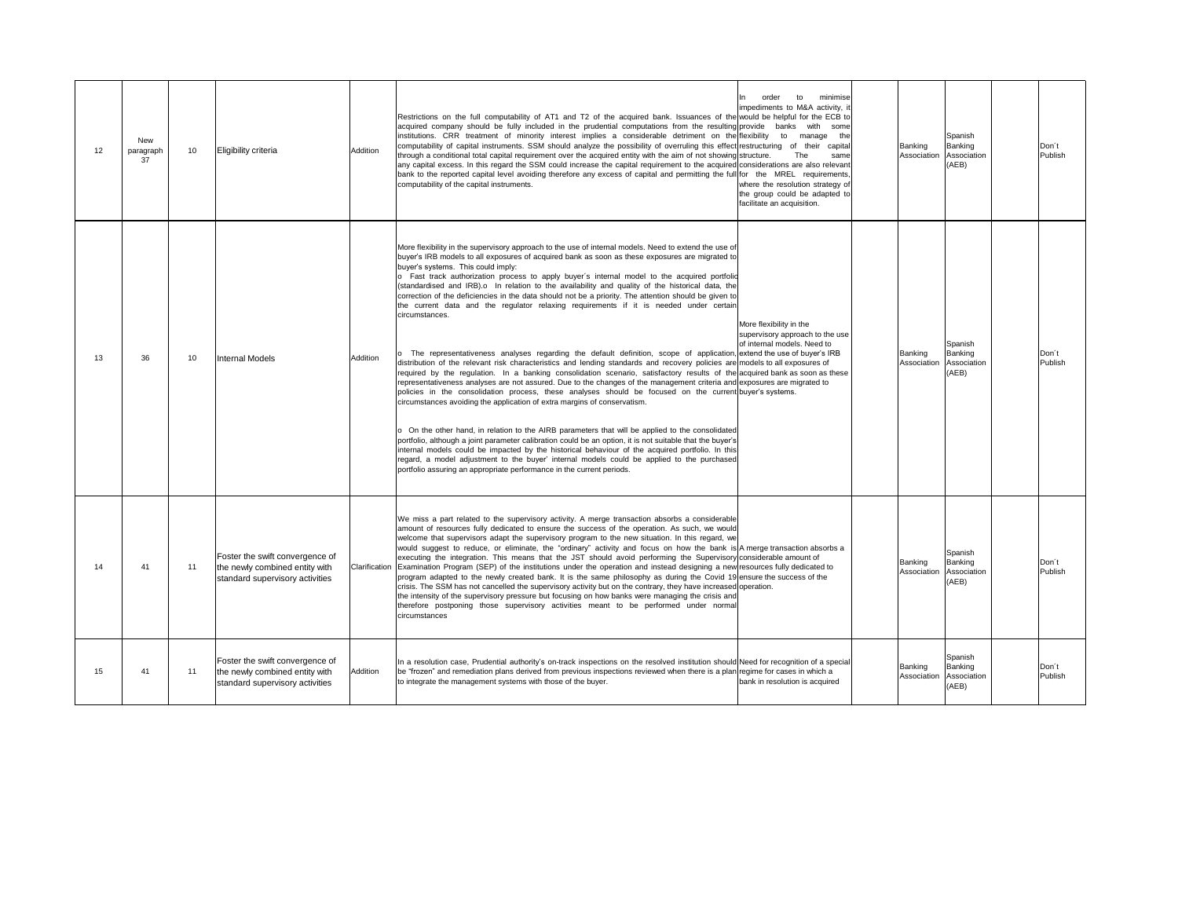| | | | | | | | | | | | | |
|---|---|---|---|---|---|---|---|---|---|---|---|---|
| 12 | New paragraph 37 | 10 | Eligibility criteria | Addition | Restrictions on the full computability of AT1 and T2 of the acquired bank. Issuances of the acquired company should be fully included in the prudential computations from the resulting institutions. CRR treatment of minority interest implies a considerable detriment on the computability of capital instruments. SSM should analyze the possibility of overruling this effect through a conditional total capital requirement over the acquired entity with the aim of not showing any capital excess. In this regard the SSM could increase the capital requirement to the acquired bank to the reported capital level avoiding therefore any excess of capital and permitting the full computability of the capital instruments. | In order to minimise impediments to M&A activity, it would be helpful for the ECB to provide banks with some flexibility to manage the restructuring of their capital structure. The same considerations are also relevant for the MREL requirements, where the resolution strategy of the group could be adapted to facilitate an acquisition. | | Banking Association | Spanish Banking Association (AEB) | | Don´t Publish |
| 13 | 36 | 10 | Internal Models | Addition | More flexibility in the supervisory approach to the use of internal models. Need to extend the use of buyer's IRB models to all exposures of acquired bank as soon as these exposures are migrated to buyer's systems. This could imply:<br>o Fast track authorization process to apply buyer´s internal model to the acquired portfolio (standardised and IRB).o In relation to the availability and quality of the historical data, the correction of the deficiencies in the data should not be a priority. The attention should be given to the current data and the regulator relaxing requirements if it is needed under certain circumstances.<br><br>o The representativeness analyses regarding the default definition, scope of application, distribution of the relevant risk characteristics and lending standards and recovery policies are required by the regulation. In a banking consolidation scenario, satisfactory results of the representativeness analyses are not assured. Due to the changes of the management criteria and policies in the consolidation process, these analyses should be focused on the current circumstances avoiding the application of extra margins of conservatism.<br><br>o On the other hand, in relation to the AIRB parameters that will be applied to the consolidated portfolio, although a joint parameter calibration could be an option, it is not suitable that the buyer's internal models could be impacted by the historical behaviour of the acquired portfolio. In this regard, a model adjustment to the buyer' internal models could be applied to the purchased portfolio assuring an appropriate performance in the current periods. | More flexibility in the supervisory approach to the use of internal models. Need to extend the use of buyer's IRB models to all exposures of acquired bank as soon as these exposures are migrated to buyer's systems. | | Banking Association | Spanish Banking Association (AEB) | | Don´t Publish |
| 14 | 41 | 11 | Foster the swift convergence of the newly combined entity with standard supervisory activities | Clarification | We miss a part related to the supervisory activity. A merge transaction absorbs a considerable amount of resources fully dedicated to ensure the success of the operation. As such, we would welcome that supervisors adapt the supervisory program to the new situation. In this regard, we would suggest to reduce, or eliminate, the "ordinary" activity and focus on how the bank is executing the integration. This means that the JST should avoid performing the Supervisory Examination Program (SEP) of the institutions under the operation and instead designing a new program adapted to the newly created bank. It is the same philosophy as during the Covid 19 crisis. The SSM has not cancelled the supervisory activity but on the contrary, they have increased the intensity of the supervisory pressure but focusing on how banks were managing the crisis and therefore postponing those supervisory activities meant to be performed under normal circumstances | A merge transaction absorbs a considerable amount of resources fully dedicated to ensure the success of the operation. | | Banking Association | Spanish Banking Association (AEB) | | Don´t Publish |
| 15 | 41 | 11 | Foster the swift convergence of the newly combined entity with standard supervisory activities | Addition | In a resolution case, Prudential authority's on-track inspections on the resolved institution should be "frozen" and remediation plans derived from previous inspections reviewed when there is a plan to integrate the management systems with those of the buyer. | Need for recognition of a special regime for cases in which a bank in resolution is acquired | | Banking Association | Spanish Banking Association (AEB) | | Don´t Publish |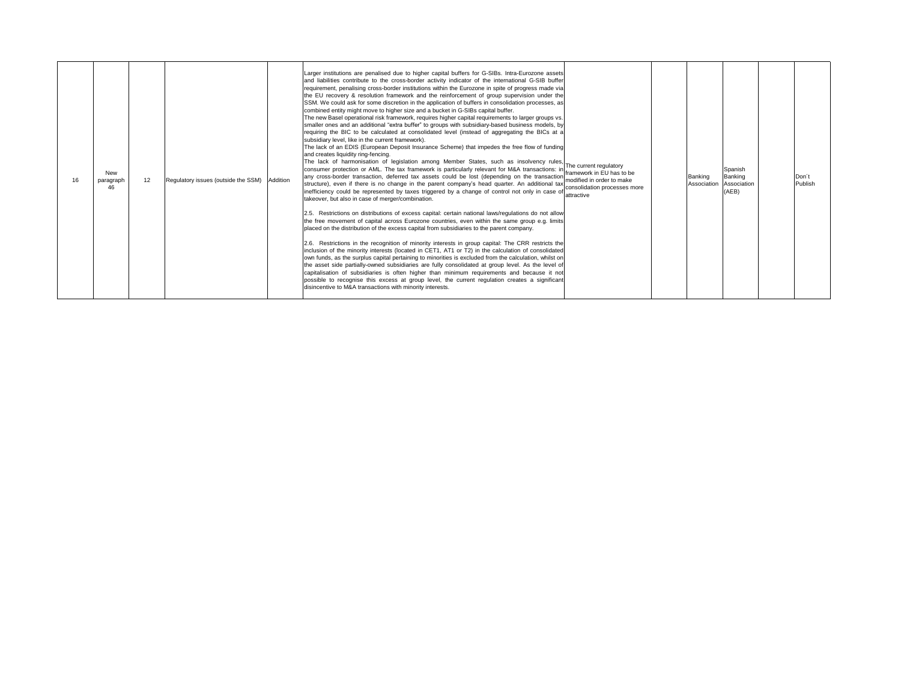| | | | | | | | | | | | |
|---|---|---|---|---|---|---|---|---|---|---|---|
| 16 | New paragraph 46 | 12 | Regulatory issues (outside the SSM) | Addition | Larger institutions are penalised due to higher capital buffers for G-SIBs. Intra-Eurozone assets and liabilities contribute to the cross-border activity indicator of the international G-SIB buffer requirement, penalising cross-border institutions within the Eurozone in spite of progress made via the EU recovery & resolution framework and the reinforcement of group supervision under the SSM. We could ask for some discretion in the application of buffers in consolidation processes, as combined entity might move to higher size and a bucket in G-SIBs capital buffer.<br>The new Basel operational risk framework, requires higher capital requirements to larger groups vs. smaller ones and an additional "extra buffer" to groups with subsidiary-based business models, by requiring the BIC to be calculated at consolidated level (instead of aggregating the BICs at a subsidiary level, like in the current framework).<br>The lack of an EDIS (European Deposit Insurance Scheme) that impedes the free flow of funding and creates liquidity ring-fencing.<br>The lack of harmonisation of legislation among Member States, such as insolvency rules, consumer protection or AML. The tax framework is particularly relevant for M&A transactions: in any cross-border transaction, deferred tax assets could be lost (depending on the transaction structure), even if there is no change in the parent company's head quarter. An additional tax inefficiency could be represented by taxes triggered by a change of control not only in case of takeover, but also in case of merger/combination.<br><br>2.5. Restrictions on distributions of excess capital: certain national laws/regulations do not allow the free movement of capital across Eurozone countries, even within the same group e.g. limits placed on the distribution of the excess capital from subsidiaries to the parent company.<br><br>2.6. Restrictions in the recognition of minority interests in group capital: The CRR restricts the inclusion of the minority interests (located in CET1, AT1 or T2) in the calculation of consolidated own funds, as the surplus capital pertaining to minorities is excluded from the calculation, whilst on the asset side partially-owned subsidiaries are fully consolidated at group level. As the level of capitalisation of subsidiaries is often higher than minimum requirements and because it not possible to recognise this excess at group level, the current regulation creates a significant disincentive to M&A transactions with minority interests. | The current regulatory framework in EU has to be modified in order to make consolidation processes more attractive | | Banking Association | Spanish Banking Association (AEB) | | Don´t Publish |